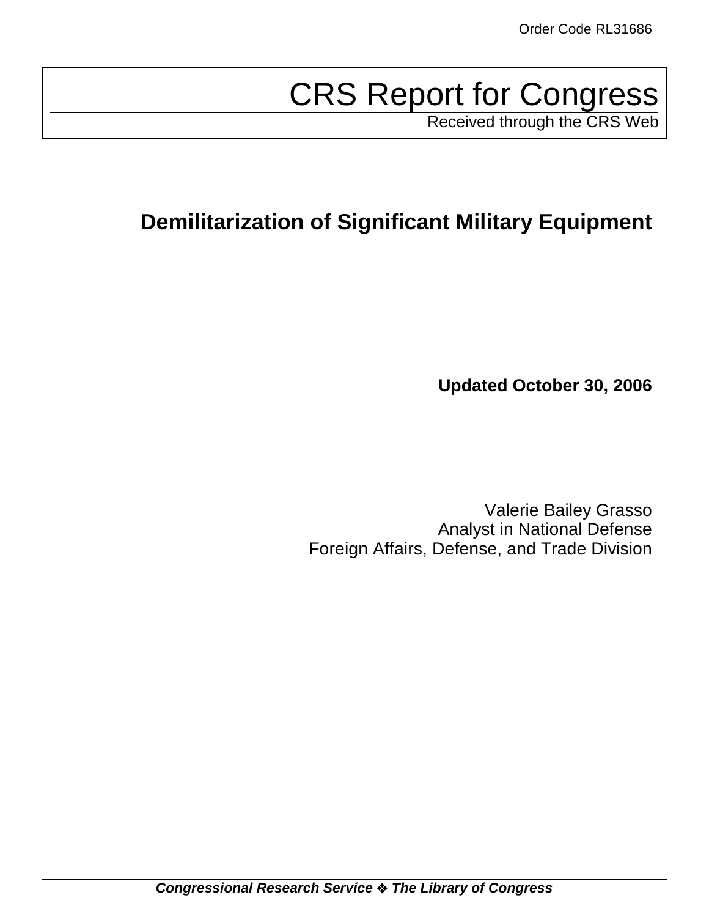Order Code RL31686

# CRS Report for Congress

Received through the CRS Web

## Demilitarization of Significant Military Equipment

**Updated October 30, 2006**

Valerie Bailey Grasso
Analyst in National Defense
Foreign Affairs, Defense, and Trade Division

***Congressional Research Service ❖ The Library of Congress***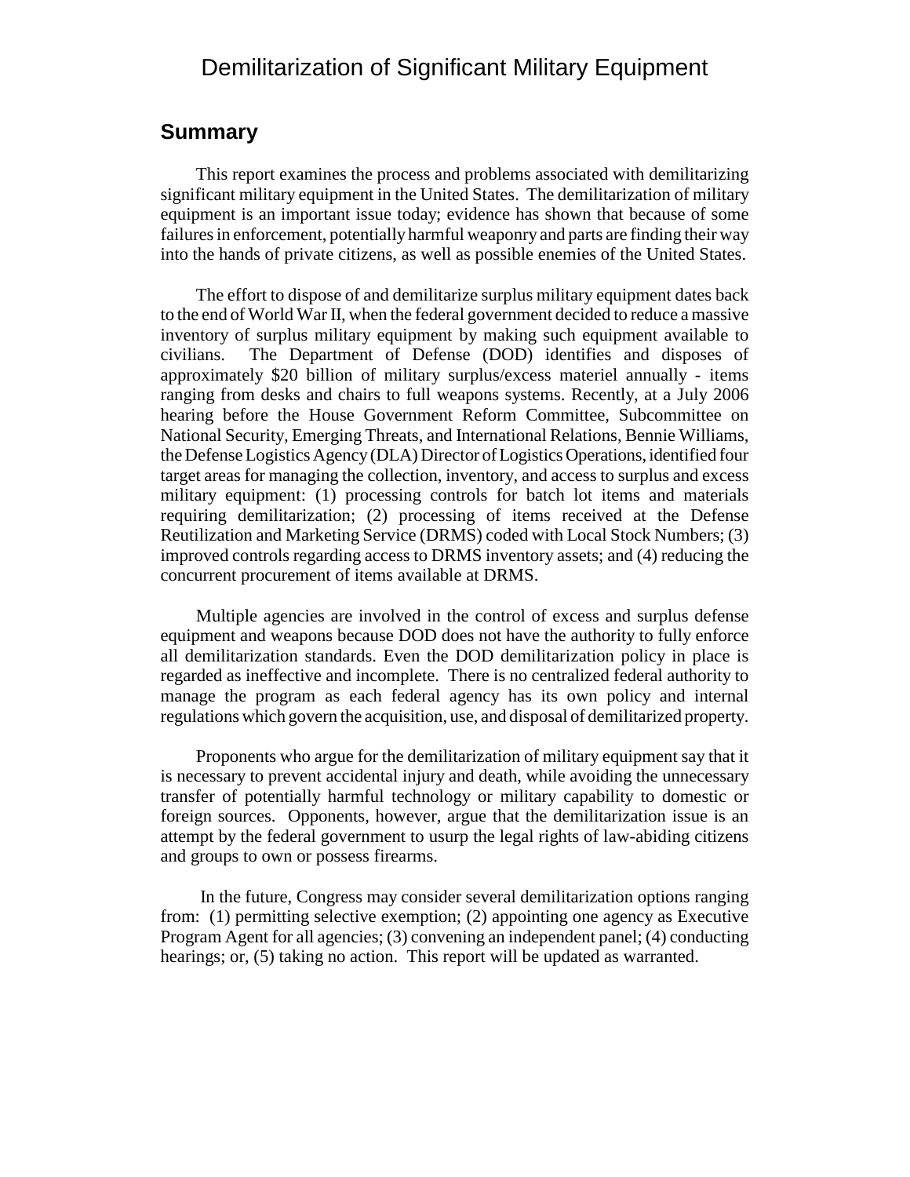# Demilitarization of Significant Military Equipment

## Summary

This report examines the process and problems associated with demilitarizing significant military equipment in the United States. The demilitarization of military equipment is an important issue today; evidence has shown that because of some failures in enforcement, potentially harmful weaponry and parts are finding their way into the hands of private citizens, as well as possible enemies of the United States.

The effort to dispose of and demilitarize surplus military equipment dates back to the end of World War II, when the federal government decided to reduce a massive inventory of surplus military equipment by making such equipment available to civilians. The Department of Defense (DOD) identifies and disposes of approximately $20 billion of military surplus/excess materiel annually - items ranging from desks and chairs to full weapons systems. Recently, at a July 2006 hearing before the House Government Reform Committee, Subcommittee on National Security, Emerging Threats, and International Relations, Bennie Williams, the Defense Logistics Agency (DLA) Director of Logistics Operations, identified four target areas for managing the collection, inventory, and access to surplus and excess military equipment: (1) processing controls for batch lot items and materials requiring demilitarization; (2) processing of items received at the Defense Reutilization and Marketing Service (DRMS) coded with Local Stock Numbers; (3) improved controls regarding access to DRMS inventory assets; and (4) reducing the concurrent procurement of items available at DRMS.

Multiple agencies are involved in the control of excess and surplus defense equipment and weapons because DOD does not have the authority to fully enforce all demilitarization standards. Even the DOD demilitarization policy in place is regarded as ineffective and incomplete. There is no centralized federal authority to manage the program as each federal agency has its own policy and internal regulations which govern the acquisition, use, and disposal of demilitarized property.

Proponents who argue for the demilitarization of military equipment say that it is necessary to prevent accidental injury and death, while avoiding the unnecessary transfer of potentially harmful technology or military capability to domestic or foreign sources. Opponents, however, argue that the demilitarization issue is an attempt by the federal government to usurp the legal rights of law-abiding citizens and groups to own or possess firearms.

In the future, Congress may consider several demilitarization options ranging from: (1) permitting selective exemption; (2) appointing one agency as Executive Program Agent for all agencies; (3) convening an independent panel; (4) conducting hearings; or, (5) taking no action. This report will be updated as warranted.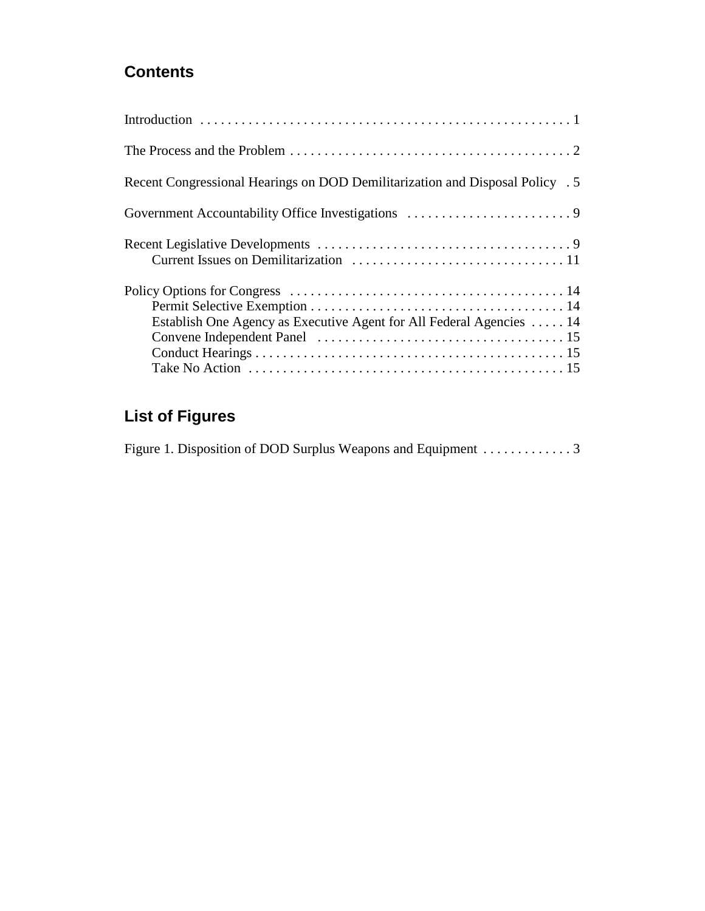## Contents

Introduction . . . . . . . . . . . . . . . . . . . . . . . . . . . . . . . . . . . . . . . . . . . . . . . . . . . . 1

The Process and the Problem . . . . . . . . . . . . . . . . . . . . . . . . . . . . . . . . . . . . . . . . . 2

Recent Congressional Hearings on DOD Demilitarization and Disposal Policy . 5

Government Accountability Office Investigations . . . . . . . . . . . . . . . . . . . . . . . . 9

Recent Legislative Developments . . . . . . . . . . . . . . . . . . . . . . . . . . . . . . . . . . . . . 9
- Current Issues on Demilitarization . . . . . . . . . . . . . . . . . . . . . . . . . . . . . . . 11

Policy Options for Congress . . . . . . . . . . . . . . . . . . . . . . . . . . . . . . . . . . . . . . . . 14
- Permit Selective Exemption . . . . . . . . . . . . . . . . . . . . . . . . . . . . . . . . . . . . . 14
- Establish One Agency as Executive Agent for All Federal Agencies . . . . . 14
- Convene Independent Panel . . . . . . . . . . . . . . . . . . . . . . . . . . . . . . . . . . . . 15
- Conduct Hearings . . . . . . . . . . . . . . . . . . . . . . . . . . . . . . . . . . . . . . . . . . . . . 15
- Take No Action . . . . . . . . . . . . . . . . . . . . . . . . . . . . . . . . . . . . . . . . . . . . . . 15

## List of Figures

Figure 1. Disposition of DOD Surplus Weapons and Equipment . . . . . . . . . . . . . 3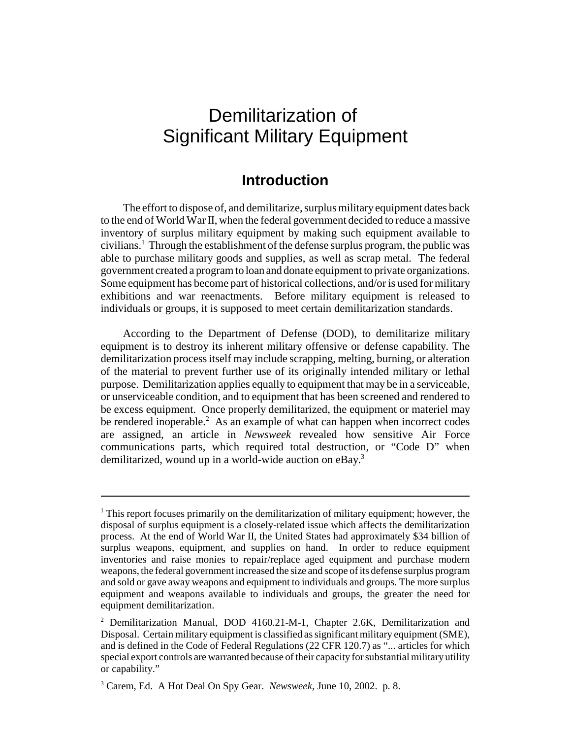# Demilitarization of Significant Military Equipment

## Introduction

The effort to dispose of, and demilitarize, surplus military equipment dates back to the end of World War II, when the federal government decided to reduce a massive inventory of surplus military equipment by making such equipment available to civilians.[1] Through the establishment of the defense surplus program, the public was able to purchase military goods and supplies, as well as scrap metal. The federal government created a program to loan and donate equipment to private organizations. Some equipment has become part of historical collections, and/or is used for military exhibitions and war reenactments. Before military equipment is released to individuals or groups, it is supposed to meet certain demilitarization standards.

According to the Department of Defense (DOD), to demilitarize military equipment is to destroy its inherent military offensive or defense capability. The demilitarization process itself may include scrapping, melting, burning, or alteration of the material to prevent further use of its originally intended military or lethal purpose. Demilitarization applies equally to equipment that may be in a serviceable, or unserviceable condition, and to equipment that has been screened and rendered to be excess equipment. Once properly demilitarized, the equipment or materiel may be rendered inoperable.[2] As an example of what can happen when incorrect codes are assigned, an article in *Newsweek* revealed how sensitive Air Force communications parts, which required total destruction, or "Code D" when demilitarized, wound up in a world-wide auction on eBay.[3]

---

[1] This report focuses primarily on the demilitarization of military equipment; however, the disposal of surplus equipment is a closely-related issue which affects the demilitarization process. At the end of World War II, the United States had approximately $34 billion of surplus weapons, equipment, and supplies on hand. In order to reduce equipment inventories and raise monies to repair/replace aged equipment and purchase modern weapons, the federal government increased the size and scope of its defense surplus program and sold or gave away weapons and equipment to individuals and groups. The more surplus equipment and weapons available to individuals and groups, the greater the need for equipment demilitarization.

[2] Demilitarization Manual, DOD 4160.21-M-1, Chapter 2.6K, Demilitarization and Disposal. Certain military equipment is classified as significant military equipment (SME), and is defined in the Code of Federal Regulations (22 CFR 120.7) as "... articles for which special export controls are warranted because of their capacity for substantial military utility or capability."

[3] Carem, Ed. A Hot Deal On Spy Gear. *Newsweek*, June 10, 2002. p. 8.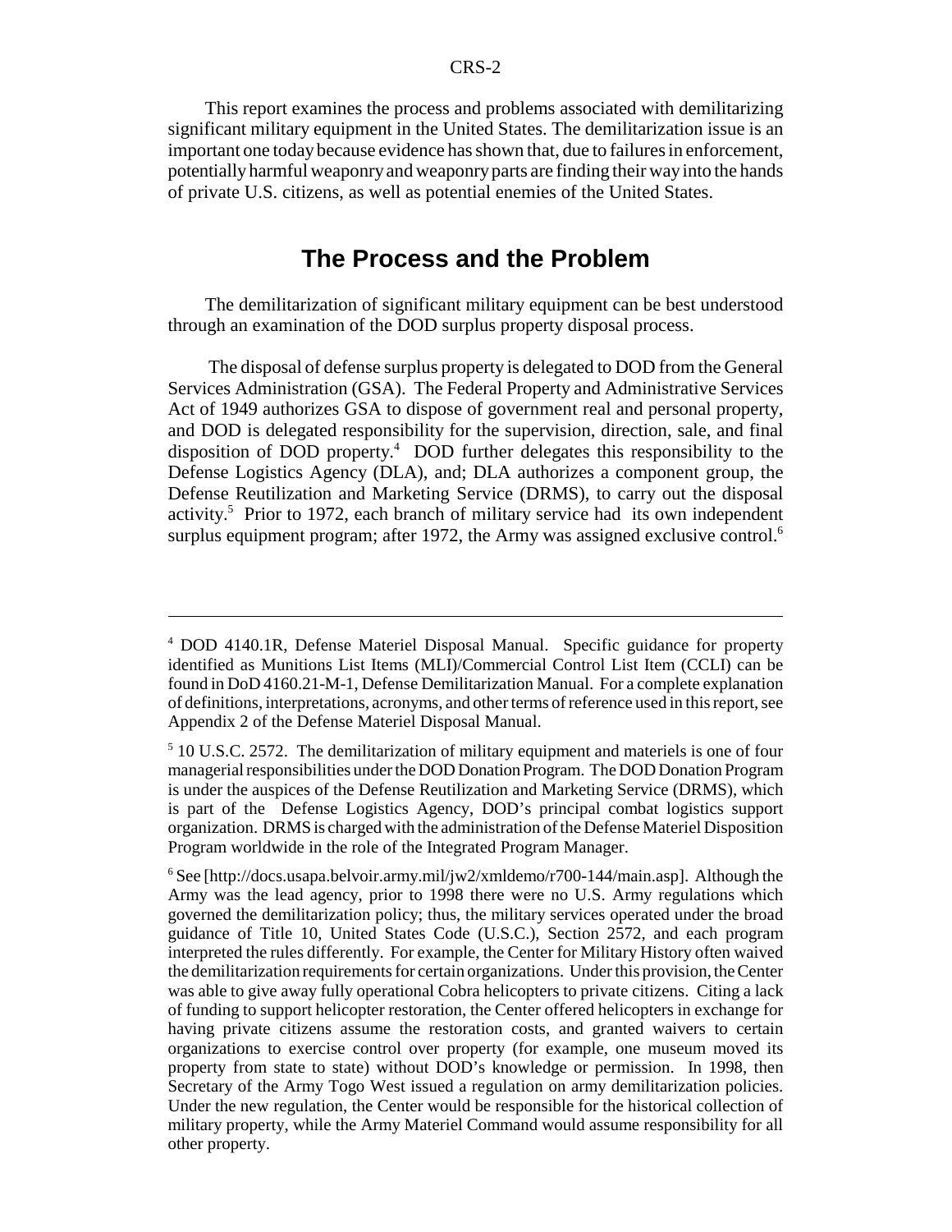This report examines the process and problems associated with demilitarizing significant military equipment in the United States. The demilitarization issue is an important one today because evidence has shown that, due to failures in enforcement, potentially harmful weaponry and weaponry parts are finding their way into the hands of private U.S. citizens, as well as potential enemies of the United States.

## The Process and the Problem

The demilitarization of significant military equipment can be best understood through an examination of the DOD surplus property disposal process.

The disposal of defense surplus property is delegated to DOD from the General Services Administration (GSA). The Federal Property and Administrative Services Act of 1949 authorizes GSA to dispose of government real and personal property, and DOD is delegated responsibility for the supervision, direction, sale, and final disposition of DOD property.[4] DOD further delegates this responsibility to the Defense Logistics Agency (DLA), and; DLA authorizes a component group, the Defense Reutilization and Marketing Service (DRMS), to carry out the disposal activity.[5] Prior to 1972, each branch of military service had its own independent surplus equipment program; after 1972, the Army was assigned exclusive control.[6]

---

[4] DOD 4140.1R, Defense Materiel Disposal Manual. Specific guidance for property identified as Munitions List Items (MLI)/Commercial Control List Item (CCLI) can be found in DoD 4160.21-M-1, Defense Demilitarization Manual. For a complete explanation of definitions, interpretations, acronyms, and other terms of reference used in this report, see Appendix 2 of the Defense Materiel Disposal Manual.

[5] 10 U.S.C. 2572. The demilitarization of military equipment and materiels is one of four managerial responsibilities under the DOD Donation Program. The DOD Donation Program is under the auspices of the Defense Reutilization and Marketing Service (DRMS), which is part of the Defense Logistics Agency, DOD's principal combat logistics support organization. DRMS is charged with the administration of the Defense Materiel Disposition Program worldwide in the role of the Integrated Program Manager.

[6] See [http://docs.usapa.belvoir.army.mil/jw2/xmldemo/r700-144/main.asp]. Although the Army was the lead agency, prior to 1998 there were no U.S. Army regulations which governed the demilitarization policy; thus, the military services operated under the broad guidance of Title 10, United States Code (U.S.C.), Section 2572, and each program interpreted the rules differently. For example, the Center for Military History often waived the demilitarization requirements for certain organizations. Under this provision, the Center was able to give away fully operational Cobra helicopters to private citizens. Citing a lack of funding to support helicopter restoration, the Center offered helicopters in exchange for having private citizens assume the restoration costs, and granted waivers to certain organizations to exercise control over property (for example, one museum moved its property from state to state) without DOD's knowledge or permission. In 1998, then Secretary of the Army Togo West issued a regulation on army demilitarization policies. Under the new regulation, the Center would be responsible for the historical collection of military property, while the Army Materiel Command would assume responsibility for all other property.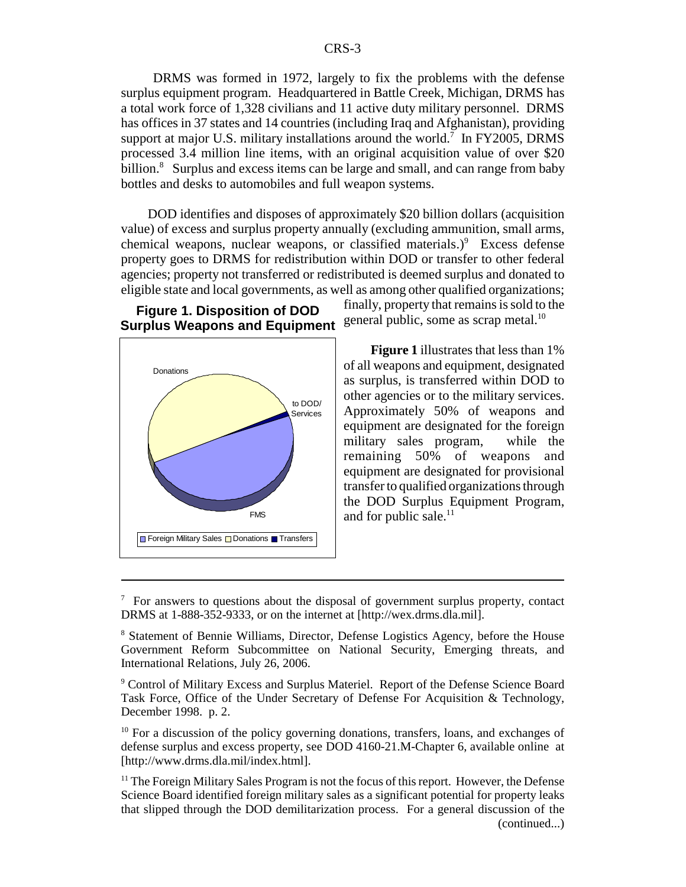DRMS was formed in 1972, largely to fix the problems with the defense surplus equipment program. Headquartered in Battle Creek, Michigan, DRMS has a total work force of 1,328 civilians and 11 active duty military personnel. DRMS has offices in 37 states and 14 countries (including Iraq and Afghanistan), providing support at major U.S. military installations around the world.[7] In FY2005, DRMS processed 3.4 million line items, with an original acquisition value of over $20 billion.[8] Surplus and excess items can be large and small, and can range from baby bottles and desks to automobiles and full weapon systems.

DOD identifies and disposes of approximately $20 billion dollars (acquisition value) of excess and surplus property annually (excluding ammunition, small arms, chemical weapons, nuclear weapons, or classified materials.)[9] Excess defense property goes to DRMS for redistribution within DOD or transfer to other federal agencies; property not transferred or redistributed is deemed surplus and donated to eligible state and local governments, as well as among other qualified organizations; finally, property that remains is sold to the general public, some as scrap metal.[10]

**Figure 1. Disposition of DOD Surplus Weapons and Equipment**

**Figure 1** illustrates that less than 1% of all weapons and equipment, designated as surplus, is transferred within DOD to other agencies or to the military services. Approximately 50% of weapons and equipment are designated for the foreign military sales program, while the remaining 50% of weapons and equipment are designated for provisional transfer to qualified organizations through the DOD Surplus Equipment Program, and for public sale.[11]

---

[7] For answers to questions about the disposal of government surplus property, contact DRMS at 1-888-352-9333, or on the internet at [http://wex.drms.dla.mil].

[8] Statement of Bennie Williams, Director, Defense Logistics Agency, before the House Government Reform Subcommittee on National Security, Emerging threats, and International Relations, July 26, 2006.

[9] Control of Military Excess and Surplus Materiel. Report of the Defense Science Board Task Force, Office of the Under Secretary of Defense For Acquisition & Technology, December 1998. p. 2.

[10] For a discussion of the policy governing donations, transfers, loans, and exchanges of defense surplus and excess property, see DOD 4160-21.M-Chapter 6, available online at [http://www.drms.dla.mil/index.html].

[11] The Foreign Military Sales Program is not the focus of this report. However, the Defense Science Board identified foreign military sales as a significant potential for property leaks that slipped through the DOD demilitarization process. For a general discussion of the (continued...)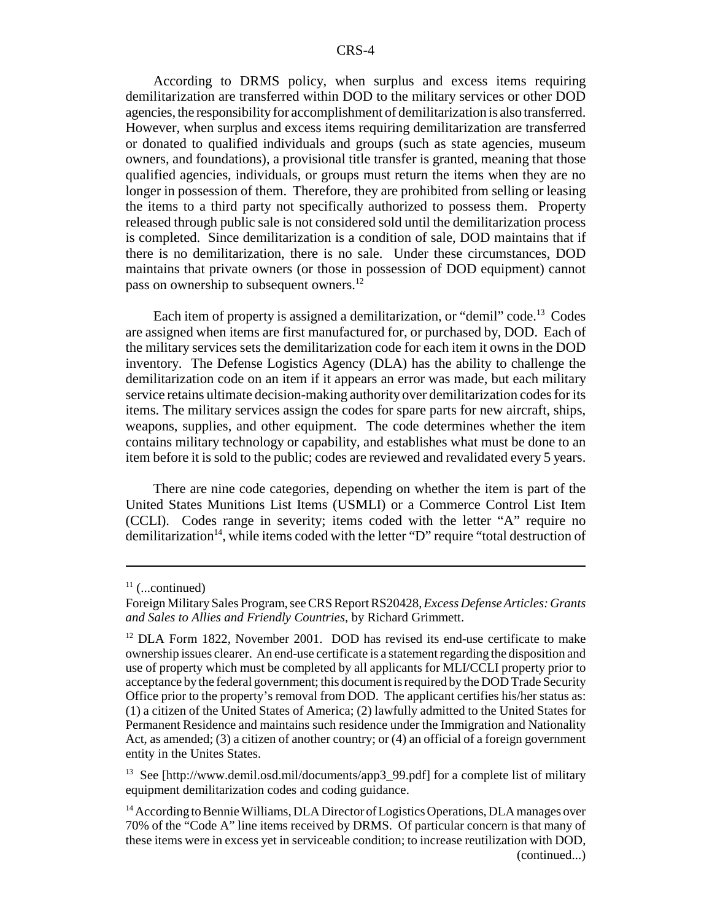According to DRMS policy, when surplus and excess items requiring demilitarization are transferred within DOD to the military services or other DOD agencies, the responsibility for accomplishment of demilitarization is also transferred. However, when surplus and excess items requiring demilitarization are transferred or donated to qualified individuals and groups (such as state agencies, museum owners, and foundations), a provisional title transfer is granted, meaning that those qualified agencies, individuals, or groups must return the items when they are no longer in possession of them. Therefore, they are prohibited from selling or leasing the items to a third party not specifically authorized to possess them. Property released through public sale is not considered sold until the demilitarization process is completed. Since demilitarization is a condition of sale, DOD maintains that if there is no demilitarization, there is no sale. Under these circumstances, DOD maintains that private owners (or those in possession of DOD equipment) cannot pass on ownership to subsequent owners.[12]

Each item of property is assigned a demilitarization, or "demil" code.[13] Codes are assigned when items are first manufactured for, or purchased by, DOD. Each of the military services sets the demilitarization code for each item it owns in the DOD inventory. The Defense Logistics Agency (DLA) has the ability to challenge the demilitarization code on an item if it appears an error was made, but each military service retains ultimate decision-making authority over demilitarization codes for its items. The military services assign the codes for spare parts for new aircraft, ships, weapons, supplies, and other equipment. The code determines whether the item contains military technology or capability, and establishes what must be done to an item before it is sold to the public; codes are reviewed and revalidated every 5 years.

There are nine code categories, depending on whether the item is part of the United States Munitions List Items (USMLI) or a Commerce Control List Item (CCLI). Codes range in severity; items coded with the letter "A" require no demilitarization[14], while items coded with the letter "D" require "total destruction of

---

[11] (...continued)

Foreign Military Sales Program, see CRS Report RS20428, *Excess Defense Articles: Grants and Sales to Allies and Friendly Countries,* by Richard Grimmett.

[12] DLA Form 1822, November 2001. DOD has revised its end-use certificate to make ownership issues clearer. An end-use certificate is a statement regarding the disposition and use of property which must be completed by all applicants for MLI/CCLI property prior to acceptance by the federal government; this document is required by the DOD Trade Security Office prior to the property's removal from DOD. The applicant certifies his/her status as: (1) a citizen of the United States of America; (2) lawfully admitted to the United States for Permanent Residence and maintains such residence under the Immigration and Nationality Act, as amended; (3) a citizen of another country; or (4) an official of a foreign government entity in the Unites States.

[13] See [http://www.demil.osd.mil/documents/app3_99.pdf] for a complete list of military equipment demilitarization codes and coding guidance.

[14] According to Bennie Williams, DLA Director of Logistics Operations, DLA manages over 70% of the "Code A" line items received by DRMS. Of particular concern is that many of these items were in excess yet in serviceable condition; to increase reutilization with DOD, (continued...)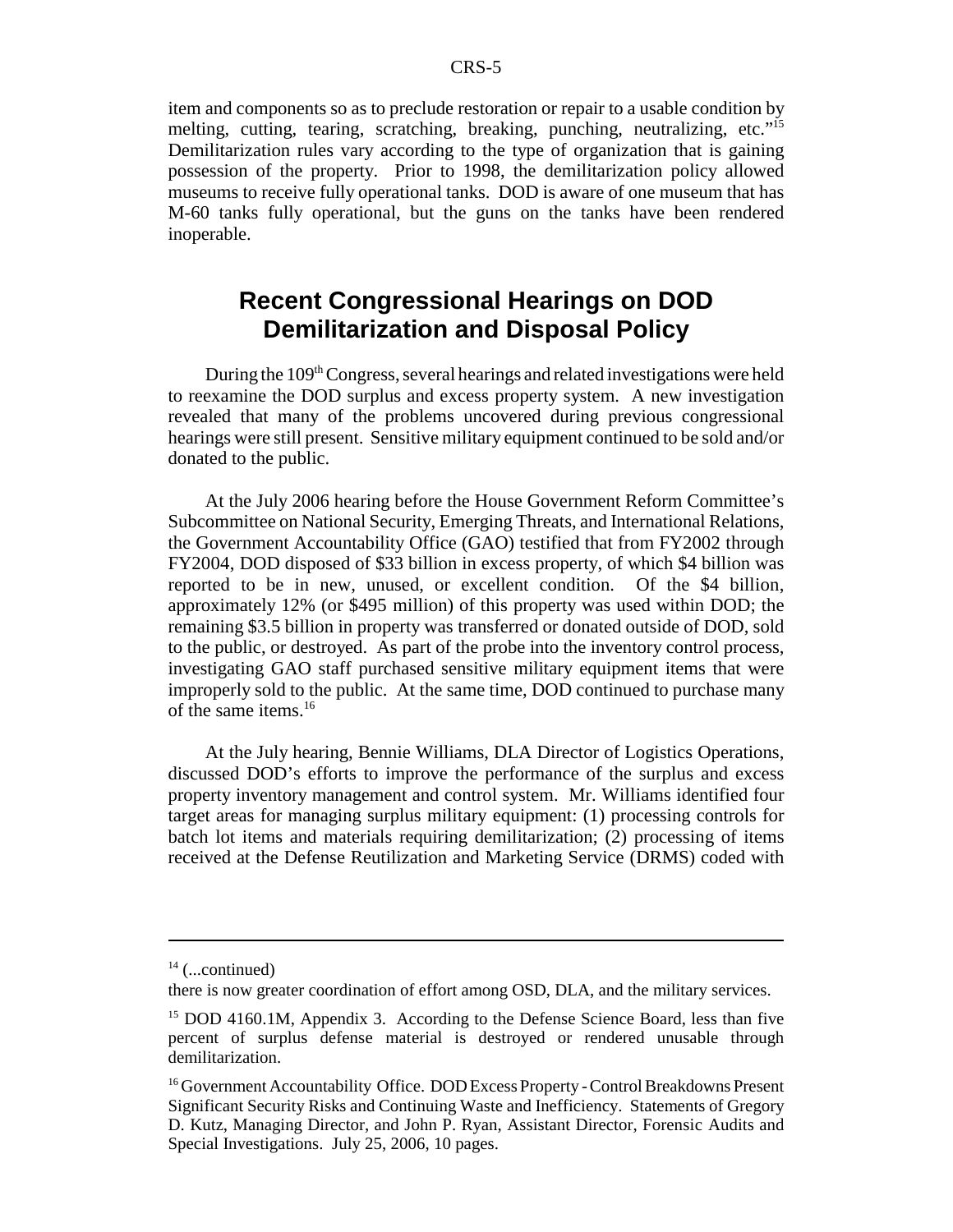item and components so as to preclude restoration or repair to a usable condition by melting, cutting, tearing, scratching, breaking, punching, neutralizing, etc."[15] Demilitarization rules vary according to the type of organization that is gaining possession of the property. Prior to 1998, the demilitarization policy allowed museums to receive fully operational tanks. DOD is aware of one museum that has M-60 tanks fully operational, but the guns on the tanks have been rendered inoperable.

## Recent Congressional Hearings on DOD Demilitarization and Disposal Policy

During the 109th Congress, several hearings and related investigations were held to reexamine the DOD surplus and excess property system. A new investigation revealed that many of the problems uncovered during previous congressional hearings were still present. Sensitive military equipment continued to be sold and/or donated to the public.

At the July 2006 hearing before the House Government Reform Committee's Subcommittee on National Security, Emerging Threats, and International Relations, the Government Accountability Office (GAO) testified that from FY2002 through FY2004, DOD disposed of $33 billion in excess property, of which $4 billion was reported to be in new, unused, or excellent condition. Of the $4 billion, approximately 12% (or $495 million) of this property was used within DOD; the remaining $3.5 billion in property was transferred or donated outside of DOD, sold to the public, or destroyed. As part of the probe into the inventory control process, investigating GAO staff purchased sensitive military equipment items that were improperly sold to the public. At the same time, DOD continued to purchase many of the same items.[16]

At the July hearing, Bennie Williams, DLA Director of Logistics Operations, discussed DOD's efforts to improve the performance of the surplus and excess property inventory management and control system. Mr. Williams identified four target areas for managing surplus military equipment: (1) processing controls for batch lot items and materials requiring demilitarization; (2) processing of items received at the Defense Reutilization and Marketing Service (DRMS) coded with

---

[14] (...continued)
there is now greater coordination of effort among OSD, DLA, and the military services.

[15] DOD 4160.1M, Appendix 3. According to the Defense Science Board, less than five percent of surplus defense material is destroyed or rendered unusable through demilitarization.

[16] Government Accountability Office. DOD Excess Property - Control Breakdowns Present Significant Security Risks and Continuing Waste and Inefficiency. Statements of Gregory D. Kutz, Managing Director, and John P. Ryan, Assistant Director, Forensic Audits and Special Investigations. July 25, 2006, 10 pages.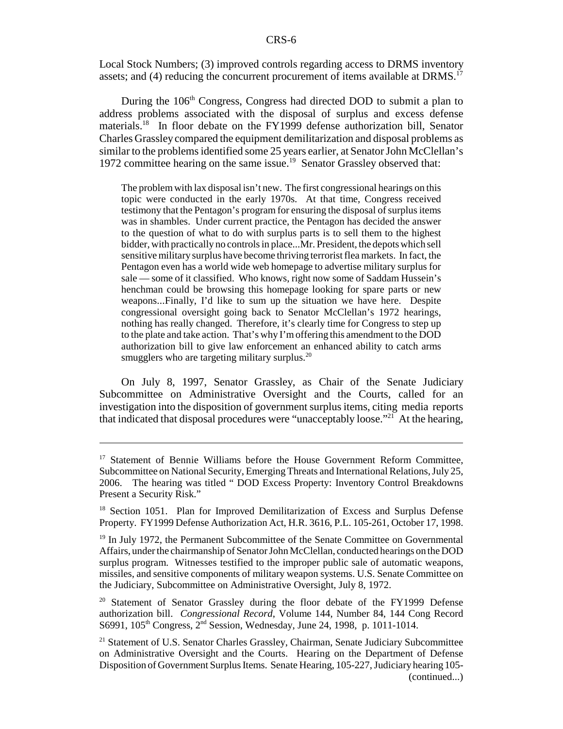Local Stock Numbers; (3) improved controls regarding access to DRMS inventory assets; and (4) reducing the concurrent procurement of items available at DRMS.[17]

During the 106th Congress, Congress had directed DOD to submit a plan to address problems associated with the disposal of surplus and excess defense materials.[18] In floor debate on the FY1999 defense authorization bill, Senator Charles Grassley compared the equipment demilitarization and disposal problems as similar to the problems identified some 25 years earlier, at Senator John McClellan's 1972 committee hearing on the same issue.[19] Senator Grassley observed that:

> The problem with lax disposal isn't new. The first congressional hearings on this topic were conducted in the early 1970s. At that time, Congress received testimony that the Pentagon's program for ensuring the disposal of surplus items was in shambles. Under current practice, the Pentagon has decided the answer to the question of what to do with surplus parts is to sell them to the highest bidder, with practically no controls in place...Mr. President, the depots which sell sensitive military surplus have become thriving terrorist flea markets. In fact, the Pentagon even has a world wide web homepage to advertise military surplus for sale — some of it classified. Who knows, right now some of Saddam Hussein's henchman could be browsing this homepage looking for spare parts or new weapons...Finally, I'd like to sum up the situation we have here. Despite congressional oversight going back to Senator McClellan's 1972 hearings, nothing has really changed. Therefore, it's clearly time for Congress to step up to the plate and take action. That's why I'm offering this amendment to the DOD authorization bill to give law enforcement an enhanced ability to catch arms smugglers who are targeting military surplus.[20]

On July 8, 1997, Senator Grassley, as Chair of the Senate Judiciary Subcommittee on Administrative Oversight and the Courts, called for an investigation into the disposition of government surplus items, citing media reports that indicated that disposal procedures were "unacceptably loose."[21] At the hearing,

---

[17] Statement of Bennie Williams before the House Government Reform Committee, Subcommittee on National Security, Emerging Threats and International Relations, July 25, 2006. The hearing was titled " DOD Excess Property: Inventory Control Breakdowns Present a Security Risk."

[18] Section 1051. Plan for Improved Demilitarization of Excess and Surplus Defense Property. FY1999 Defense Authorization Act, H.R. 3616, P.L. 105-261, October 17, 1998.

[19] In July 1972, the Permanent Subcommittee of the Senate Committee on Governmental Affairs, under the chairmanship of Senator John McClellan, conducted hearings on the DOD surplus program. Witnesses testified to the improper public sale of automatic weapons, missiles, and sensitive components of military weapon systems. U.S. Senate Committee on the Judiciary, Subcommittee on Administrative Oversight, July 8, 1972.

[20] Statement of Senator Grassley during the floor debate of the FY1999 Defense authorization bill. *Congressional Record*, Volume 144, Number 84, 144 Cong Record S6991, 105th Congress, 2nd Session, Wednesday, June 24, 1998, p. 1011-1014.

[21] Statement of U.S. Senator Charles Grassley, Chairman, Senate Judiciary Subcommittee on Administrative Oversight and the Courts. Hearing on the Department of Defense Disposition of Government Surplus Items. Senate Hearing, 105-227, Judiciary hearing 105- (continued...)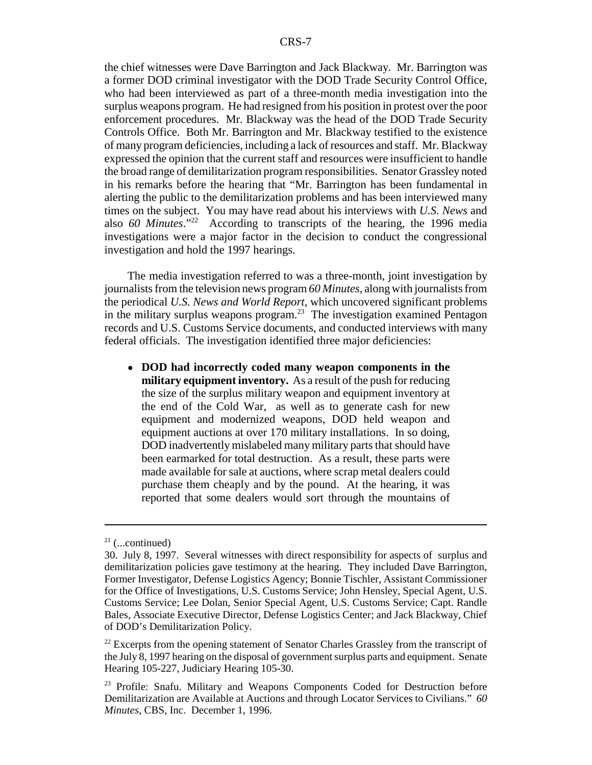the chief witnesses were Dave Barrington and Jack Blackway. Mr. Barrington was a former DOD criminal investigator with the DOD Trade Security Control Office, who had been interviewed as part of a three-month media investigation into the surplus weapons program. He had resigned from his position in protest over the poor enforcement procedures. Mr. Blackway was the head of the DOD Trade Security Controls Office. Both Mr. Barrington and Mr. Blackway testified to the existence of many program deficiencies, including a lack of resources and staff. Mr. Blackway expressed the opinion that the current staff and resources were insufficient to handle the broad range of demilitarization program responsibilities. Senator Grassley noted in his remarks before the hearing that "Mr. Barrington has been fundamental in alerting the public to the demilitarization problems and has been interviewed many times on the subject. You may have read about his interviews with *U.S. News* and also *60 Minutes*."[22] According to transcripts of the hearing, the 1996 media investigations were a major factor in the decision to conduct the congressional investigation and hold the 1997 hearings.

The media investigation referred to was a three-month, joint investigation by journalists from the television news program *60 Minutes*, along with journalists from the periodical *U.S. News and World Report*, which uncovered significant problems in the military surplus weapons program.[23] The investigation examined Pentagon records and U.S. Customs Service documents, and conducted interviews with many federal officials. The investigation identified three major deficiencies:

- **DOD had incorrectly coded many weapon components in the military equipment inventory.** As a result of the push for reducing the size of the surplus military weapon and equipment inventory at the end of the Cold War, as well as to generate cash for new equipment and modernized weapons, DOD held weapon and equipment auctions at over 170 military installations. In so doing, DOD inadvertently mislabeled many military parts that should have been earmarked for total destruction. As a result, these parts were made available for sale at auctions, where scrap metal dealers could purchase them cheaply and by the pound. At the hearing, it was reported that some dealers would sort through the mountains of

---

[21] (...continued)
30. July 8, 1997. Several witnesses with direct responsibility for aspects of surplus and demilitarization policies gave testimony at the hearing. They included Dave Barrington, Former Investigator, Defense Logistics Agency; Bonnie Tischler, Assistant Commissioner for the Office of Investigations, U.S. Customs Service; John Hensley, Special Agent, U.S. Customs Service; Lee Dolan, Senior Special Agent, U.S. Customs Service; Capt. Randle Bales, Associate Executive Director, Defense Logistics Center; and Jack Blackway, Chief of DOD's Demilitarization Policy.

[22] Excerpts from the opening statement of Senator Charles Grassley from the transcript of the July 8, 1997 hearing on the disposal of government surplus parts and equipment. Senate Hearing 105-227, Judiciary Hearing 105-30.

[23] Profile: Snafu. Military and Weapons Components Coded for Destruction before Demilitarization are Available at Auctions and through Locator Services to Civilians." *60 Minutes*, CBS, Inc. December 1, 1996.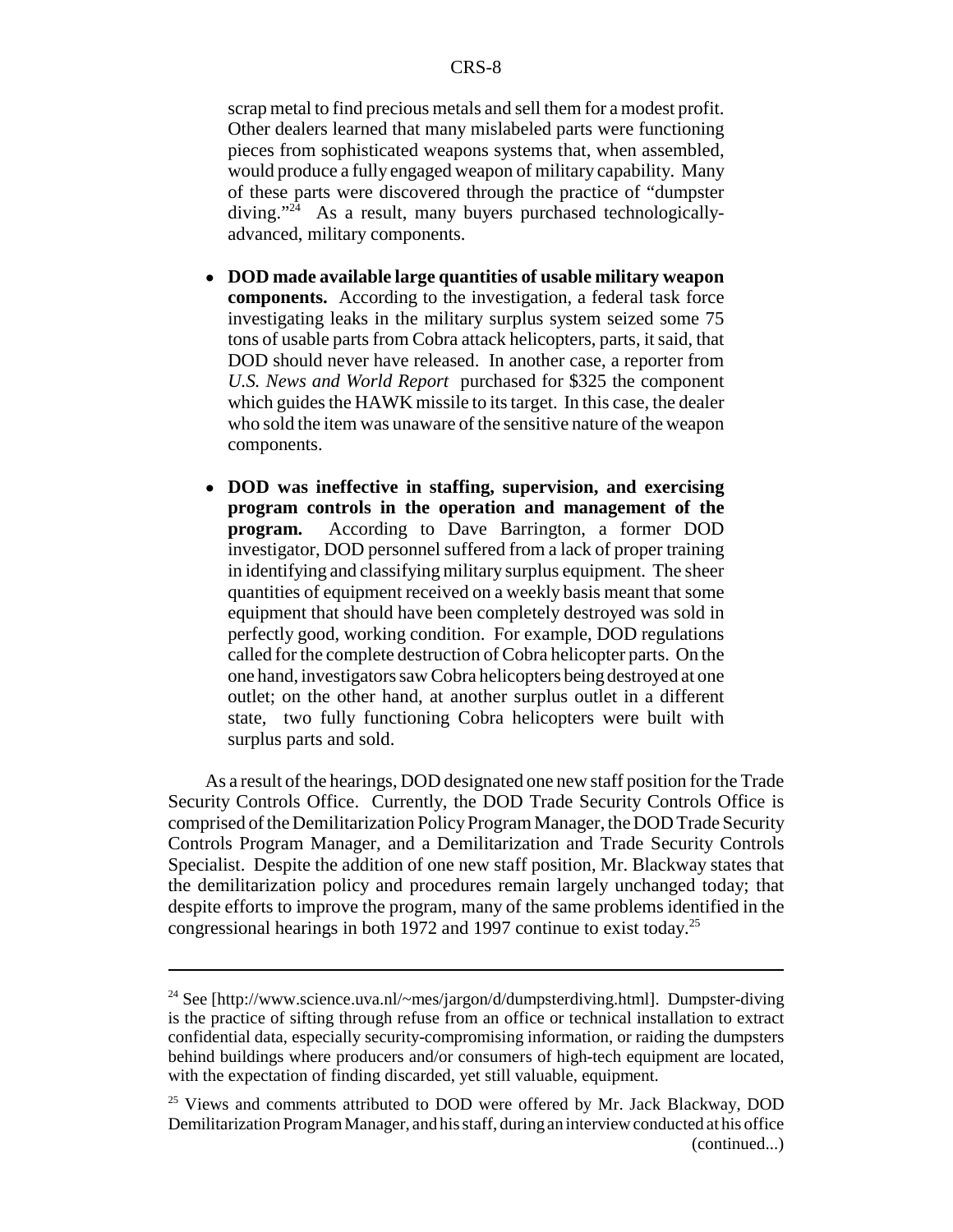scrap metal to find precious metals and sell them for a modest profit. Other dealers learned that many mislabeled parts were functioning pieces from sophisticated weapons systems that, when assembled, would produce a fully engaged weapon of military capability. Many of these parts were discovered through the practice of "dumpster diving."[24] As a result, many buyers purchased technologically-advanced, military components.

- **DOD made available large quantities of usable military weapon components.** According to the investigation, a federal task force investigating leaks in the military surplus system seized some 75 tons of usable parts from Cobra attack helicopters, parts, it said, that DOD should never have released. In another case, a reporter from *U.S. News and World Report* purchased for $325 the component which guides the HAWK missile to its target. In this case, the dealer who sold the item was unaware of the sensitive nature of the weapon components.

- **DOD was ineffective in staffing, supervision, and exercising program controls in the operation and management of the program.** According to Dave Barrington, a former DOD investigator, DOD personnel suffered from a lack of proper training in identifying and classifying military surplus equipment. The sheer quantities of equipment received on a weekly basis meant that some equipment that should have been completely destroyed was sold in perfectly good, working condition. For example, DOD regulations called for the complete destruction of Cobra helicopter parts. On the one hand, investigators saw Cobra helicopters being destroyed at one outlet; on the other hand, at another surplus outlet in a different state, two fully functioning Cobra helicopters were built with surplus parts and sold.

As a result of the hearings, DOD designated one new staff position for the Trade Security Controls Office. Currently, the DOD Trade Security Controls Office is comprised of the Demilitarization Policy Program Manager, the DOD Trade Security Controls Program Manager, and a Demilitarization and Trade Security Controls Specialist. Despite the addition of one new staff position, Mr. Blackway states that the demilitarization policy and procedures remain largely unchanged today; that despite efforts to improve the program, many of the same problems identified in the congressional hearings in both 1972 and 1997 continue to exist today.[25]

---

[24] See [http://www.science.uva.nl/~mes/jargon/d/dumpsterdiving.html]. Dumpster-diving is the practice of sifting through refuse from an office or technical installation to extract confidential data, especially security-compromising information, or raiding the dumpsters behind buildings where producers and/or consumers of high-tech equipment are located, with the expectation of finding discarded, yet still valuable, equipment.

[25] Views and comments attributed to DOD were offered by Mr. Jack Blackway, DOD Demilitarization Program Manager, and his staff, during an interview conducted at his office (continued...)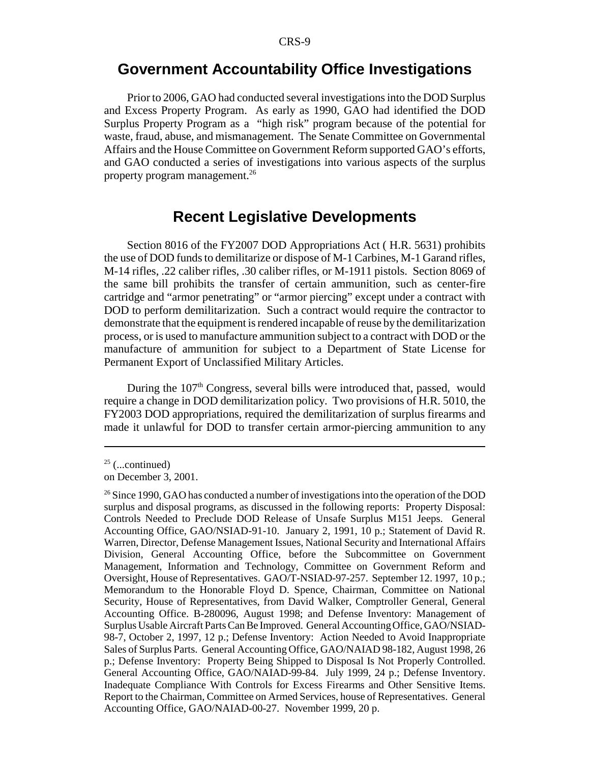## Government Accountability Office Investigations

Prior to 2006, GAO had conducted several investigations into the DOD Surplus and Excess Property Program. As early as 1990, GAO had identified the DOD Surplus Property Program as a "high risk" program because of the potential for waste, fraud, abuse, and mismanagement. The Senate Committee on Governmental Affairs and the House Committee on Government Reform supported GAO's efforts, and GAO conducted a series of investigations into various aspects of the surplus property program management.[26]

## Recent Legislative Developments

Section 8016 of the FY2007 DOD Appropriations Act ( H.R. 5631) prohibits the use of DOD funds to demilitarize or dispose of M-1 Carbines, M-1 Garand rifles, M-14 rifles, .22 caliber rifles, .30 caliber rifles, or M-1911 pistols. Section 8069 of the same bill prohibits the transfer of certain ammunition, such as center-fire cartridge and "armor penetrating" or "armor piercing" except under a contract with DOD to perform demilitarization. Such a contract would require the contractor to demonstrate that the equipment is rendered incapable of reuse by the demilitarization process, or is used to manufacture ammunition subject to a contract with DOD or the manufacture of ammunition for subject to a Department of State License for Permanent Export of Unclassified Military Articles.

During the 107th Congress, several bills were introduced that, passed, would require a change in DOD demilitarization policy. Two provisions of H.R. 5010, the FY2003 DOD appropriations, required the demilitarization of surplus firearms and made it unlawful for DOD to transfer certain armor-piercing ammunition to any

---

[25] (...continued)
on December 3, 2001.

[26] Since 1990, GAO has conducted a number of investigations into the operation of the DOD surplus and disposal programs, as discussed in the following reports: Property Disposal: Controls Needed to Preclude DOD Release of Unsafe Surplus M151 Jeeps. General Accounting Office, GAO/NSIAD-91-10. January 2, 1991, 10 p.; Statement of David R. Warren, Director, Defense Management Issues, National Security and International Affairs Division, General Accounting Office, before the Subcommittee on Government Management, Information and Technology, Committee on Government Reform and Oversight, House of Representatives. GAO/T-NSIAD-97-257. September 12. 1997, 10 p.; Memorandum to the Honorable Floyd D. Spence, Chairman, Committee on National Security, House of Representatives, from David Walker, Comptroller General, General Accounting Office. B-280096, August 1998; and Defense Inventory: Management of Surplus Usable Aircraft Parts Can Be Improved. General Accounting Office, GAO/NSIAD-98-7, October 2, 1997, 12 p.; Defense Inventory: Action Needed to Avoid Inappropriate Sales of Surplus Parts. General Accounting Office, GAO/NAIAD 98-182, August 1998, 26 p.; Defense Inventory: Property Being Shipped to Disposal Is Not Properly Controlled. General Accounting Office, GAO/NAIAD-99-84. July 1999, 24 p.; Defense Inventory. Inadequate Compliance With Controls for Excess Firearms and Other Sensitive Items. Report to the Chairman, Committee on Armed Services, house of Representatives. General Accounting Office, GAO/NAIAD-00-27. November 1999, 20 p.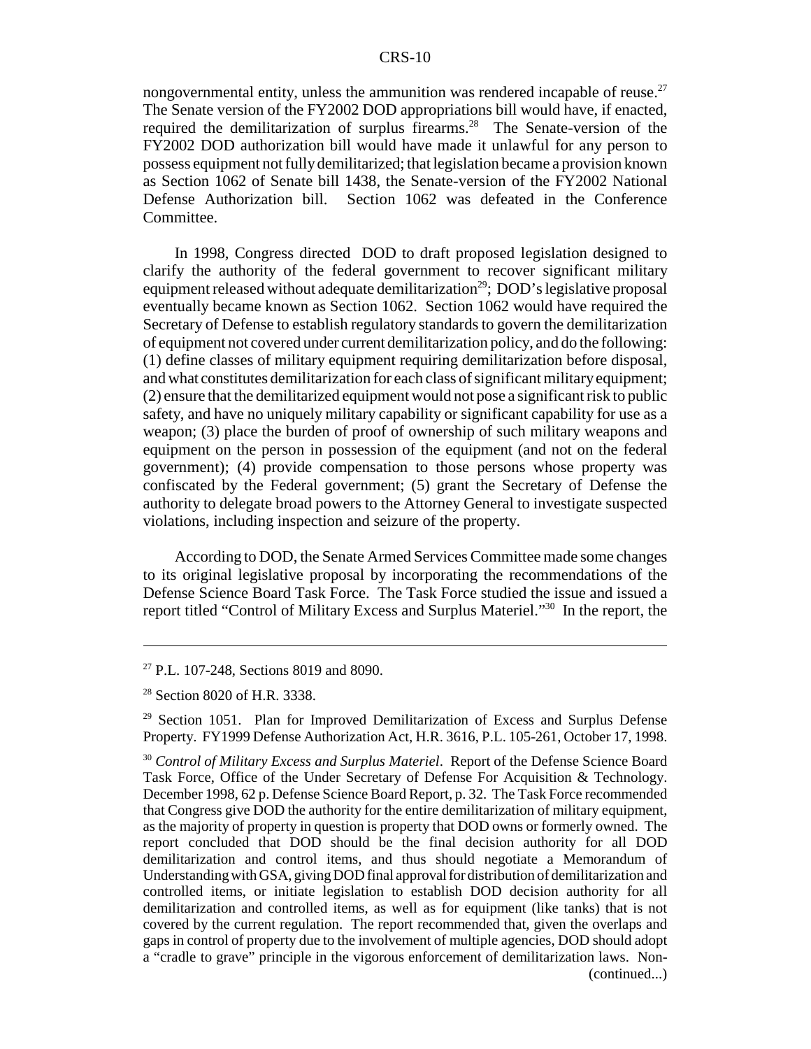nongovernmental entity, unless the ammunition was rendered incapable of reuse.[27] The Senate version of the FY2002 DOD appropriations bill would have, if enacted, required the demilitarization of surplus firearms.[28] The Senate-version of the FY2002 DOD authorization bill would have made it unlawful for any person to possess equipment not fully demilitarized; that legislation became a provision known as Section 1062 of Senate bill 1438, the Senate-version of the FY2002 National Defense Authorization bill. Section 1062 was defeated in the Conference Committee.

In 1998, Congress directed DOD to draft proposed legislation designed to clarify the authority of the federal government to recover significant military equipment released without adequate demilitarization[29]; DOD's legislative proposal eventually became known as Section 1062. Section 1062 would have required the Secretary of Defense to establish regulatory standards to govern the demilitarization of equipment not covered under current demilitarization policy, and do the following: (1) define classes of military equipment requiring demilitarization before disposal, and what constitutes demilitarization for each class of significant military equipment; (2) ensure that the demilitarized equipment would not pose a significant risk to public safety, and have no uniquely military capability or significant capability for use as a weapon; (3) place the burden of proof of ownership of such military weapons and equipment on the person in possession of the equipment (and not on the federal government); (4) provide compensation to those persons whose property was confiscated by the Federal government; (5) grant the Secretary of Defense the authority to delegate broad powers to the Attorney General to investigate suspected violations, including inspection and seizure of the property.

According to DOD, the Senate Armed Services Committee made some changes to its original legislative proposal by incorporating the recommendations of the Defense Science Board Task Force. The Task Force studied the issue and issued a report titled "Control of Military Excess and Surplus Materiel."[30] In the report, the

---

[27] P.L. 107-248, Sections 8019 and 8090.

[28] Section 8020 of H.R. 3338.

[29] Section 1051. Plan for Improved Demilitarization of Excess and Surplus Defense Property. FY1999 Defense Authorization Act, H.R. 3616, P.L. 105-261, October 17, 1998.

[30] *Control of Military Excess and Surplus Materiel*. Report of the Defense Science Board Task Force, Office of the Under Secretary of Defense For Acquisition & Technology. December 1998, 62 p. Defense Science Board Report, p. 32. The Task Force recommended that Congress give DOD the authority for the entire demilitarization of military equipment, as the majority of property in question is property that DOD owns or formerly owned. The report concluded that DOD should be the final decision authority for all DOD demilitarization and control items, and thus should negotiate a Memorandum of Understanding with GSA, giving DOD final approval for distribution of demilitarization and controlled items, or initiate legislation to establish DOD decision authority for all demilitarization and controlled items, as well as for equipment (like tanks) that is not covered by the current regulation. The report recommended that, given the overlaps and gaps in control of property due to the involvement of multiple agencies, DOD should adopt a "cradle to grave" principle in the vigorous enforcement of demilitarization laws. Non-
(continued...)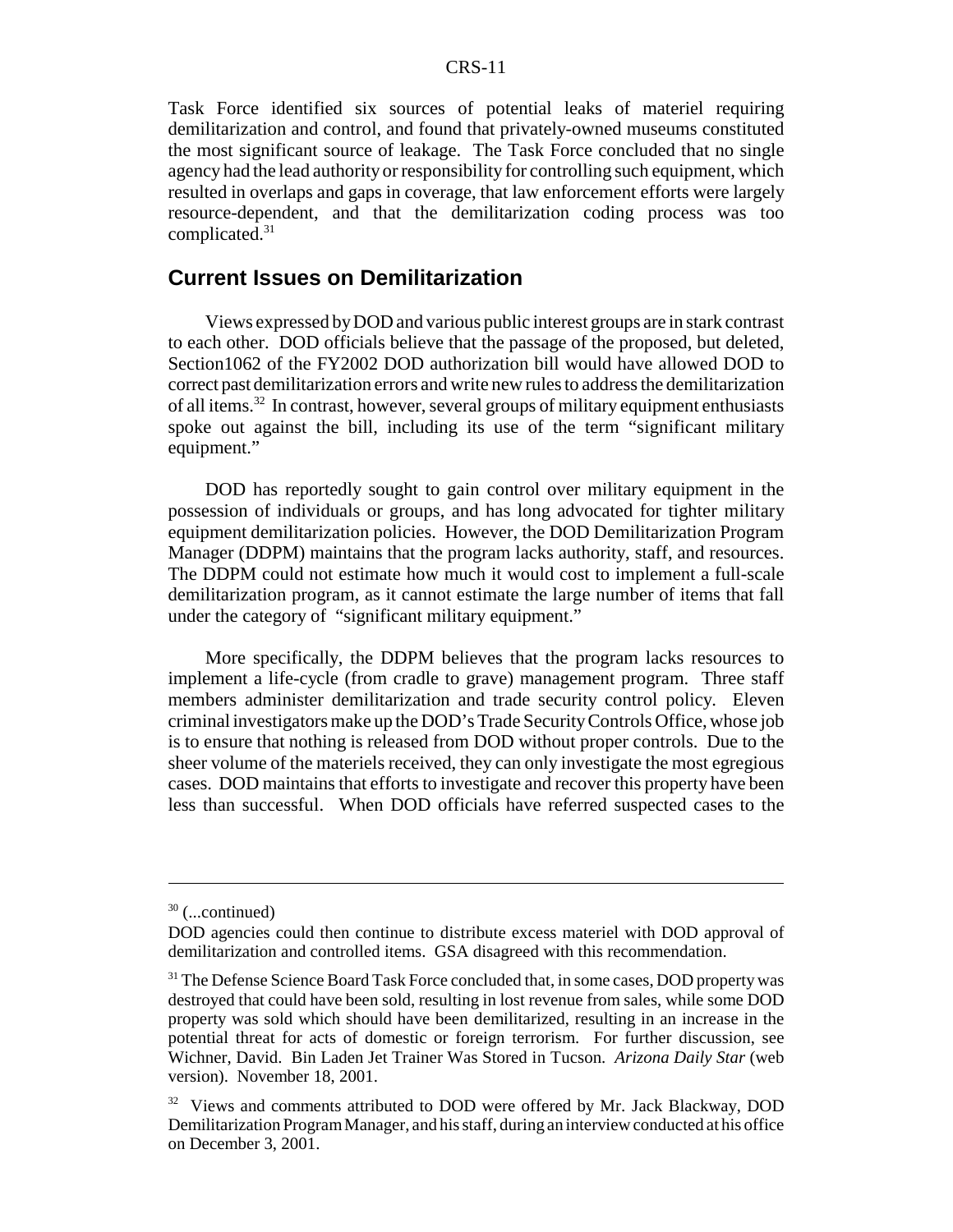Task Force identified six sources of potential leaks of materiel requiring demilitarization and control, and found that privately-owned museums constituted the most significant source of leakage. The Task Force concluded that no single agency had the lead authority or responsibility for controlling such equipment, which resulted in overlaps and gaps in coverage, that law enforcement efforts were largely resource-dependent, and that the demilitarization coding process was too complicated.[31]

## Current Issues on Demilitarization

Views expressed by DOD and various public interest groups are in stark contrast to each other. DOD officials believe that the passage of the proposed, but deleted, Section1062 of the FY2002 DOD authorization bill would have allowed DOD to correct past demilitarization errors and write new rules to address the demilitarization of all items.[32] In contrast, however, several groups of military equipment enthusiasts spoke out against the bill, including its use of the term "significant military equipment."

DOD has reportedly sought to gain control over military equipment in the possession of individuals or groups, and has long advocated for tighter military equipment demilitarization policies. However, the DOD Demilitarization Program Manager (DDPM) maintains that the program lacks authority, staff, and resources. The DDPM could not estimate how much it would cost to implement a full-scale demilitarization program, as it cannot estimate the large number of items that fall under the category of "significant military equipment."

More specifically, the DDPM believes that the program lacks resources to implement a life-cycle (from cradle to grave) management program. Three staff members administer demilitarization and trade security control policy. Eleven criminal investigators make up the DOD's Trade Security Controls Office, whose job is to ensure that nothing is released from DOD without proper controls. Due to the sheer volume of the materiels received, they can only investigate the most egregious cases. DOD maintains that efforts to investigate and recover this property have been less than successful. When DOD officials have referred suspected cases to the

---

[30] (...continued)

DOD agencies could then continue to distribute excess materiel with DOD approval of demilitarization and controlled items. GSA disagreed with this recommendation.

[31] The Defense Science Board Task Force concluded that, in some cases, DOD property was destroyed that could have been sold, resulting in lost revenue from sales, while some DOD property was sold which should have been demilitarized, resulting in an increase in the potential threat for acts of domestic or foreign terrorism. For further discussion, see Wichner, David. Bin Laden Jet Trainer Was Stored in Tucson. *Arizona Daily Star* (web version). November 18, 2001.

[32] Views and comments attributed to DOD were offered by Mr. Jack Blackway, DOD Demilitarization Program Manager, and his staff, during an interview conducted at his office on December 3, 2001.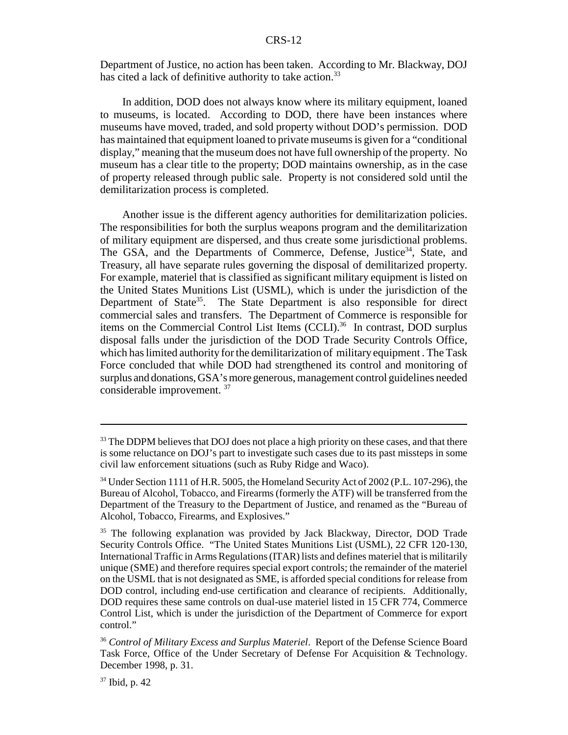Department of Justice, no action has been taken. According to Mr. Blackway, DOJ has cited a lack of definitive authority to take action.[33]

In addition, DOD does not always know where its military equipment, loaned to museums, is located. According to DOD, there have been instances where museums have moved, traded, and sold property without DOD's permission. DOD has maintained that equipment loaned to private museums is given for a "conditional display," meaning that the museum does not have full ownership of the property. No museum has a clear title to the property; DOD maintains ownership, as in the case of property released through public sale. Property is not considered sold until the demilitarization process is completed.

Another issue is the different agency authorities for demilitarization policies. The responsibilities for both the surplus weapons program and the demilitarization of military equipment are dispersed, and thus create some jurisdictional problems. The GSA, and the Departments of Commerce, Defense, Justice[34], State, and Treasury, all have separate rules governing the disposal of demilitarized property. For example, materiel that is classified as significant military equipment is listed on the United States Munitions List (USML), which is under the jurisdiction of the Department of State[35]. The State Department is also responsible for direct commercial sales and transfers. The Department of Commerce is responsible for items on the Commercial Control List Items (CCLI).[36] In contrast, DOD surplus disposal falls under the jurisdiction of the DOD Trade Security Controls Office, which has limited authority for the demilitarization of military equipment . The Task Force concluded that while DOD had strengthened its control and monitoring of surplus and donations, GSA's more generous, management control guidelines needed considerable improvement. [37]

---

[33] The DDPM believes that DOJ does not place a high priority on these cases, and that there is some reluctance on DOJ's part to investigate such cases due to its past missteps in some civil law enforcement situations (such as Ruby Ridge and Waco).

[34] Under Section 1111 of H.R. 5005, the Homeland Security Act of 2002 (P.L. 107-296), the Bureau of Alcohol, Tobacco, and Firearms (formerly the ATF) will be transferred from the Department of the Treasury to the Department of Justice, and renamed as the "Bureau of Alcohol, Tobacco, Firearms, and Explosives."

[35] The following explanation was provided by Jack Blackway, Director, DOD Trade Security Controls Office. "The United States Munitions List (USML), 22 CFR 120-130, International Traffic in Arms Regulations (ITAR) lists and defines materiel that is militarily unique (SME) and therefore requires special export controls; the remainder of the materiel on the USML that is not designated as SME, is afforded special conditions for release from DOD control, including end-use certification and clearance of recipients. Additionally, DOD requires these same controls on dual-use materiel listed in 15 CFR 774, Commerce Control List, which is under the jurisdiction of the Department of Commerce for export control."

[36] *Control of Military Excess and Surplus Materiel*. Report of the Defense Science Board Task Force, Office of the Under Secretary of Defense For Acquisition & Technology. December 1998, p. 31.

[37] Ibid, p. 42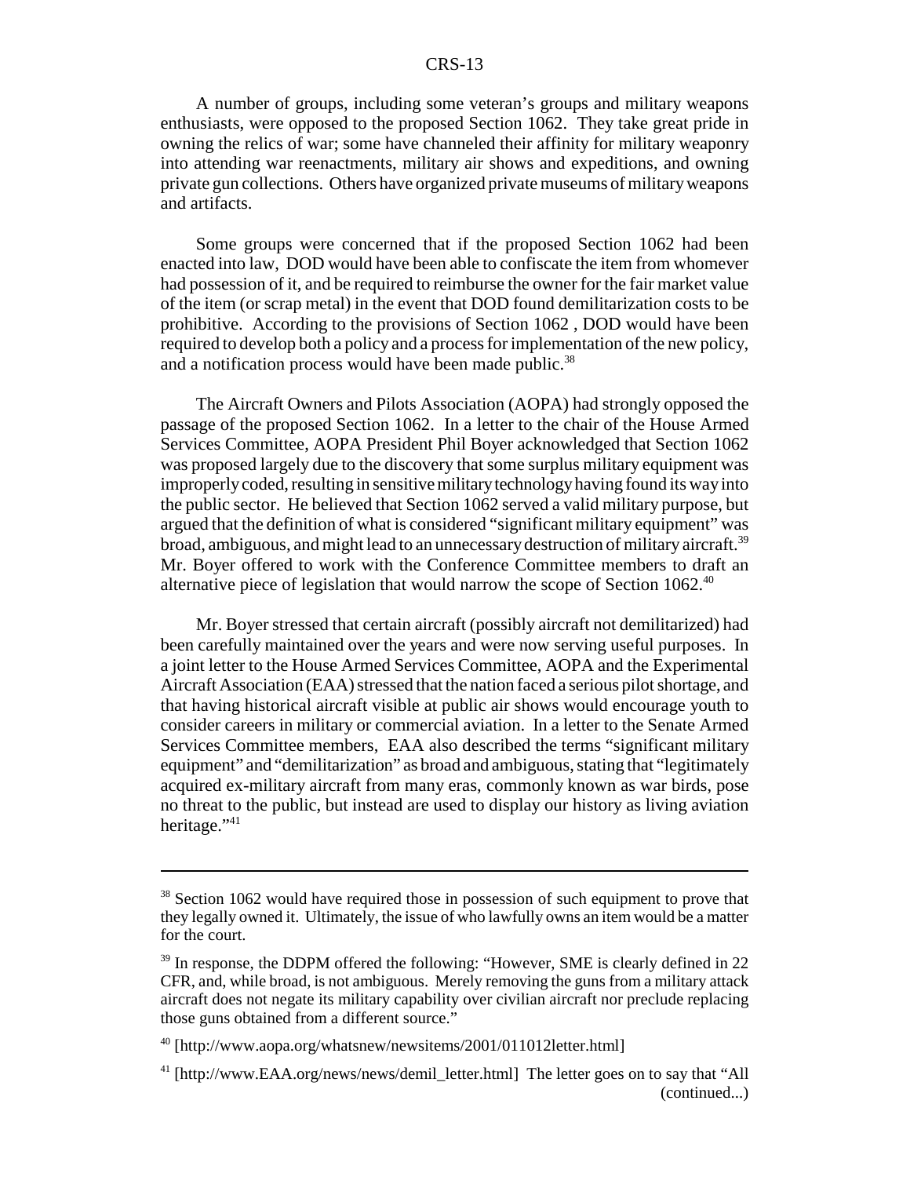A number of groups, including some veteran's groups and military weapons enthusiasts, were opposed to the proposed Section 1062. They take great pride in owning the relics of war; some have channeled their affinity for military weaponry into attending war reenactments, military air shows and expeditions, and owning private gun collections. Others have organized private museums of military weapons and artifacts.

Some groups were concerned that if the proposed Section 1062 had been enacted into law, DOD would have been able to confiscate the item from whomever had possession of it, and be required to reimburse the owner for the fair market value of the item (or scrap metal) in the event that DOD found demilitarization costs to be prohibitive. According to the provisions of Section 1062 , DOD would have been required to develop both a policy and a process for implementation of the new policy, and a notification process would have been made public.[38]

The Aircraft Owners and Pilots Association (AOPA) had strongly opposed the passage of the proposed Section 1062. In a letter to the chair of the House Armed Services Committee, AOPA President Phil Boyer acknowledged that Section 1062 was proposed largely due to the discovery that some surplus military equipment was improperly coded, resulting in sensitive military technology having found its way into the public sector. He believed that Section 1062 served a valid military purpose, but argued that the definition of what is considered "significant military equipment" was broad, ambiguous, and might lead to an unnecessary destruction of military aircraft.[39] Mr. Boyer offered to work with the Conference Committee members to draft an alternative piece of legislation that would narrow the scope of Section 1062.[40]

Mr. Boyer stressed that certain aircraft (possibly aircraft not demilitarized) had been carefully maintained over the years and were now serving useful purposes. In a joint letter to the House Armed Services Committee, AOPA and the Experimental Aircraft Association (EAA) stressed that the nation faced a serious pilot shortage, and that having historical aircraft visible at public air shows would encourage youth to consider careers in military or commercial aviation. In a letter to the Senate Armed Services Committee members, EAA also described the terms "significant military equipment" and "demilitarization" as broad and ambiguous, stating that "legitimately acquired ex-military aircraft from many eras, commonly known as war birds, pose no threat to the public, but instead are used to display our history as living aviation heritage."[41]

---

[38] Section 1062 would have required those in possession of such equipment to prove that they legally owned it. Ultimately, the issue of who lawfully owns an item would be a matter for the court.

[39] In response, the DDPM offered the following: "However, SME is clearly defined in 22 CFR, and, while broad, is not ambiguous. Merely removing the guns from a military attack aircraft does not negate its military capability over civilian aircraft nor preclude replacing those guns obtained from a different source."

[40] [http://www.aopa.org/whatsnew/newsitems/2001/011012letter.html]

[41] [http://www.EAA.org/news/news/demil_letter.html] The letter goes on to say that "All (continued...)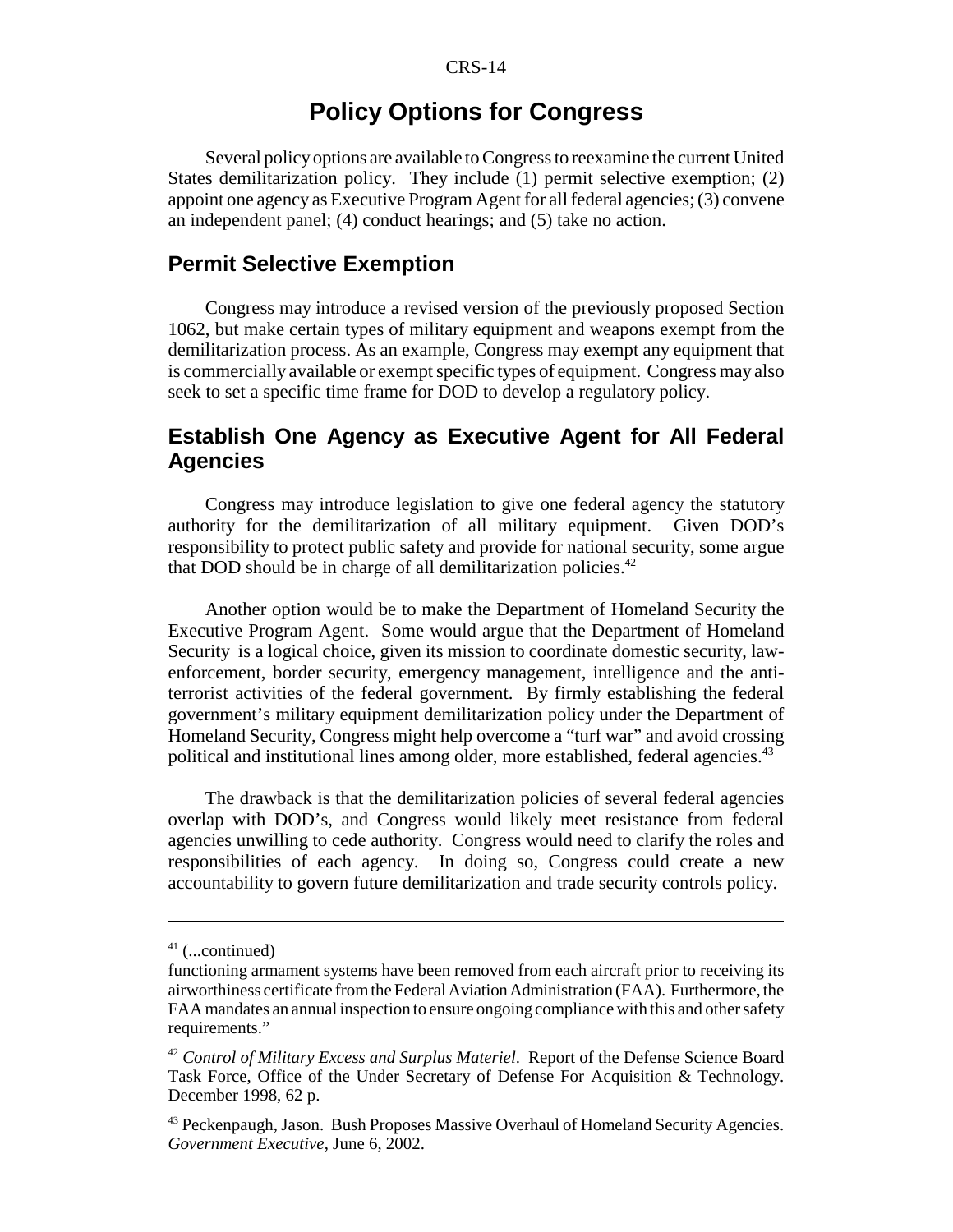# Policy Options for Congress

Several policy options are available to Congress to reexamine the current United States demilitarization policy. They include (1) permit selective exemption; (2) appoint one agency as Executive Program Agent for all federal agencies; (3) convene an independent panel; (4) conduct hearings; and (5) take no action.

## Permit Selective Exemption

Congress may introduce a revised version of the previously proposed Section 1062, but make certain types of military equipment and weapons exempt from the demilitarization process. As an example, Congress may exempt any equipment that is commercially available or exempt specific types of equipment. Congress may also seek to set a specific time frame for DOD to develop a regulatory policy.

## Establish One Agency as Executive Agent for All Federal Agencies

Congress may introduce legislation to give one federal agency the statutory authority for the demilitarization of all military equipment. Given DOD's responsibility to protect public safety and provide for national security, some argue that DOD should be in charge of all demilitarization policies.[42]

Another option would be to make the Department of Homeland Security the Executive Program Agent. Some would argue that the Department of Homeland Security is a logical choice, given its mission to coordinate domestic security, law-enforcement, border security, emergency management, intelligence and the anti-terrorist activities of the federal government. By firmly establishing the federal government's military equipment demilitarization policy under the Department of Homeland Security, Congress might help overcome a "turf war" and avoid crossing political and institutional lines among older, more established, federal agencies.[43]

The drawback is that the demilitarization policies of several federal agencies overlap with DOD's, and Congress would likely meet resistance from federal agencies unwilling to cede authority. Congress would need to clarify the roles and responsibilities of each agency. In doing so, Congress could create a new accountability to govern future demilitarization and trade security controls policy.

---

[41] (...continued)
functioning armament systems have been removed from each aircraft prior to receiving its airworthiness certificate from the Federal Aviation Administration (FAA). Furthermore, the FAA mandates an annual inspection to ensure ongoing compliance with this and other safety requirements."

[42] *Control of Military Excess and Surplus Materiel*. Report of the Defense Science Board Task Force, Office of the Under Secretary of Defense For Acquisition & Technology. December 1998, 62 p.

[43] Peckenpaugh, Jason. Bush Proposes Massive Overhaul of Homeland Security Agencies. *Government Executive*, June 6, 2002.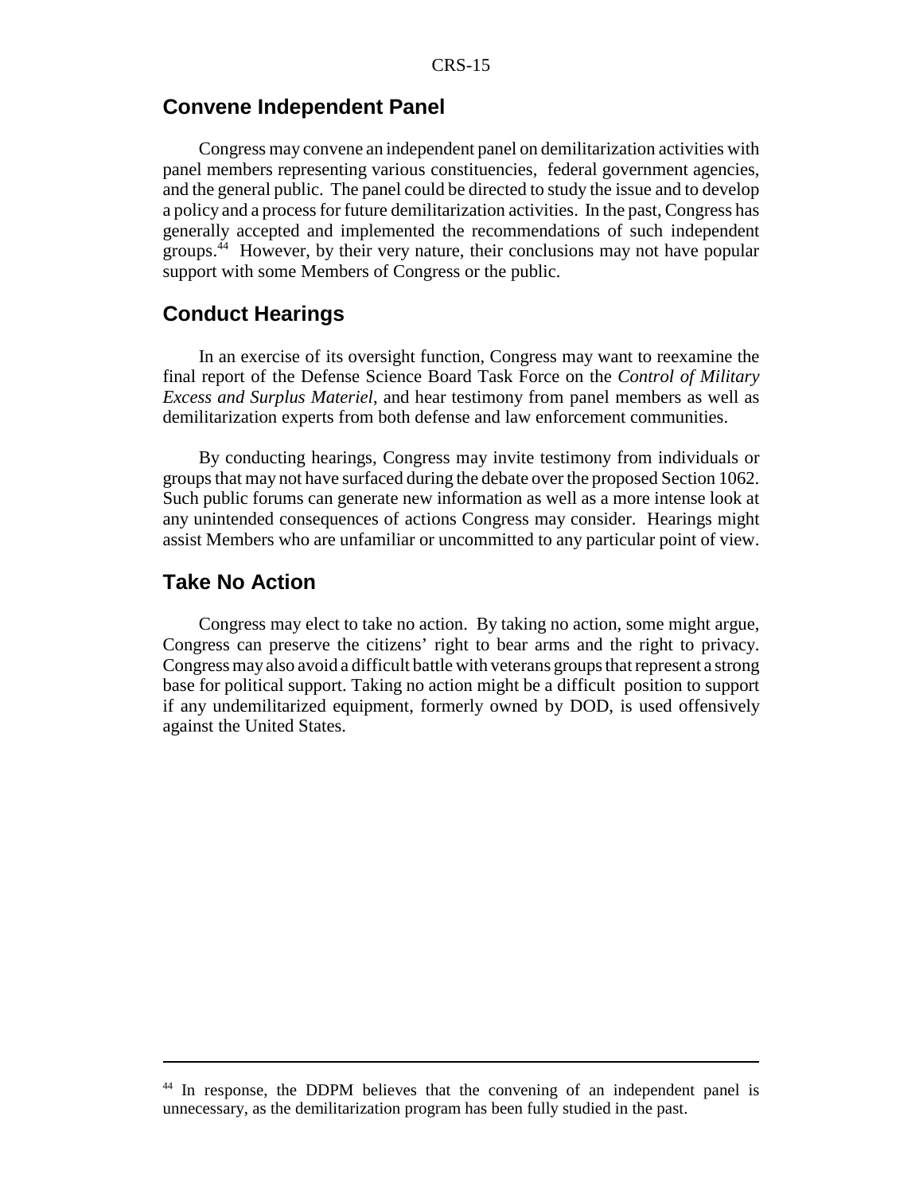## Convene Independent Panel

Congress may convene an independent panel on demilitarization activities with panel members representing various constituencies, federal government agencies, and the general public. The panel could be directed to study the issue and to develop a policy and a process for future demilitarization activities. In the past, Congress has generally accepted and implemented the recommendations of such independent groups.[44] However, by their very nature, their conclusions may not have popular support with some Members of Congress or the public.

## Conduct Hearings

In an exercise of its oversight function, Congress may want to reexamine the final report of the Defense Science Board Task Force on the *Control of Military Excess and Surplus Materiel*, and hear testimony from panel members as well as demilitarization experts from both defense and law enforcement communities.

By conducting hearings, Congress may invite testimony from individuals or groups that may not have surfaced during the debate over the proposed Section 1062. Such public forums can generate new information as well as a more intense look at any unintended consequences of actions Congress may consider. Hearings might assist Members who are unfamiliar or uncommitted to any particular point of view.

## Take No Action

Congress may elect to take no action. By taking no action, some might argue, Congress can preserve the citizens' right to bear arms and the right to privacy. Congress may also avoid a difficult battle with veterans groups that represent a strong base for political support. Taking no action might be a difficult position to support if any undemilitarized equipment, formerly owned by DOD, is used offensively against the United States.

---

[44] In response, the DDPM believes that the convening of an independent panel is unnecessary, as the demilitarization program has been fully studied in the past.